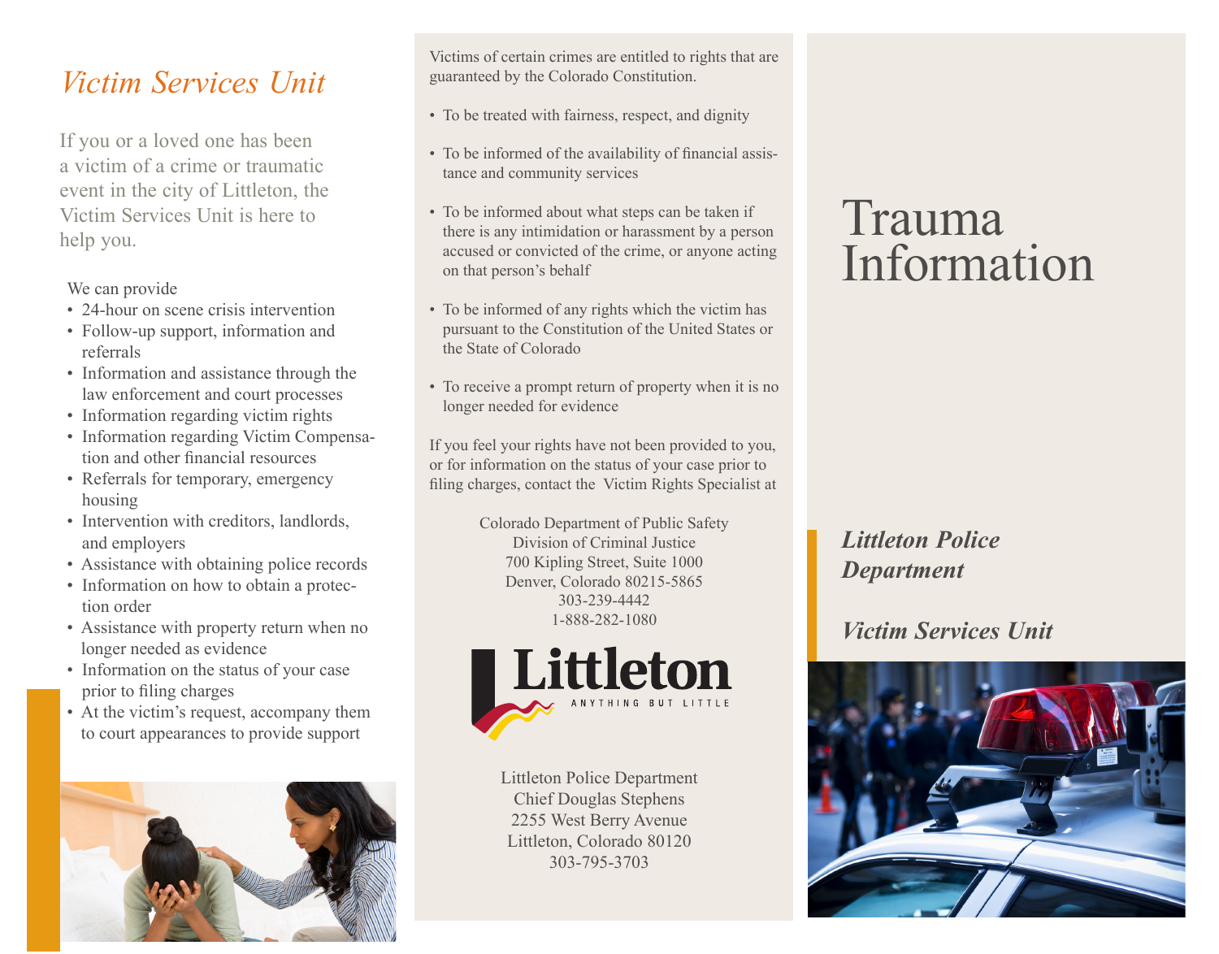## *Victim Services Unit*

If you or a loved one has been a victim of a crime or traumatic event in the city of Littleton, the Victim Services Unit is here to help you.

We can provide

- 24-hour on scene crisis intervention
- Follow-up support, information and referrals
- Information and assistance through the law enforcement and court processes
- Information regarding victim rights
- Information regarding Victim Compensation and other financial resources
- Referrals for temporary, emergency housing
- Intervention with creditors, landlords, and employers
- Assistance with obtaining police records
- Information on how to obtain a protection order
- Assistance with property return when no longer needed as evidence
- Information on the status of your case prior to filing charges
- At the victim's request, accompany them to court appearances to provide support

Victims of certain crimes are entitled to rights that are guaranteed by the Colorado Constitution.

- To be treated with fairness, respect, and dignity
- To be informed of the availability of financial assistance and community services
- To be informed about what steps can be taken if there is any intimidation or harassment by a person accused or convicted of the crime, or anyone acting on that person's behalf
- To be informed of any rights which the victim has pursuant to the Constitution of the United States or the State of Colorado
- To receive a prompt return of property when it is no longer needed for evidence

If you feel your rights have not been provided to you, or for information on the status of your case prior to filing charges, contact the Victim Rights Specialist at

Colorado Department of Public Safety
Division of Criminal Justice
700 Kipling Street, Suite 1000
Denver, Colorado 80215-5865
303-239-4442
1-888-282-1080

Littleton
ANYTHING BUT LITTLE

Littleton Police Department
Chief Douglas Stephens
2255 West Berry Avenue
Littleton, Colorado 80120
303-795-3703

# Trauma Information

***Littleton Police Department***

***Victim Services Unit***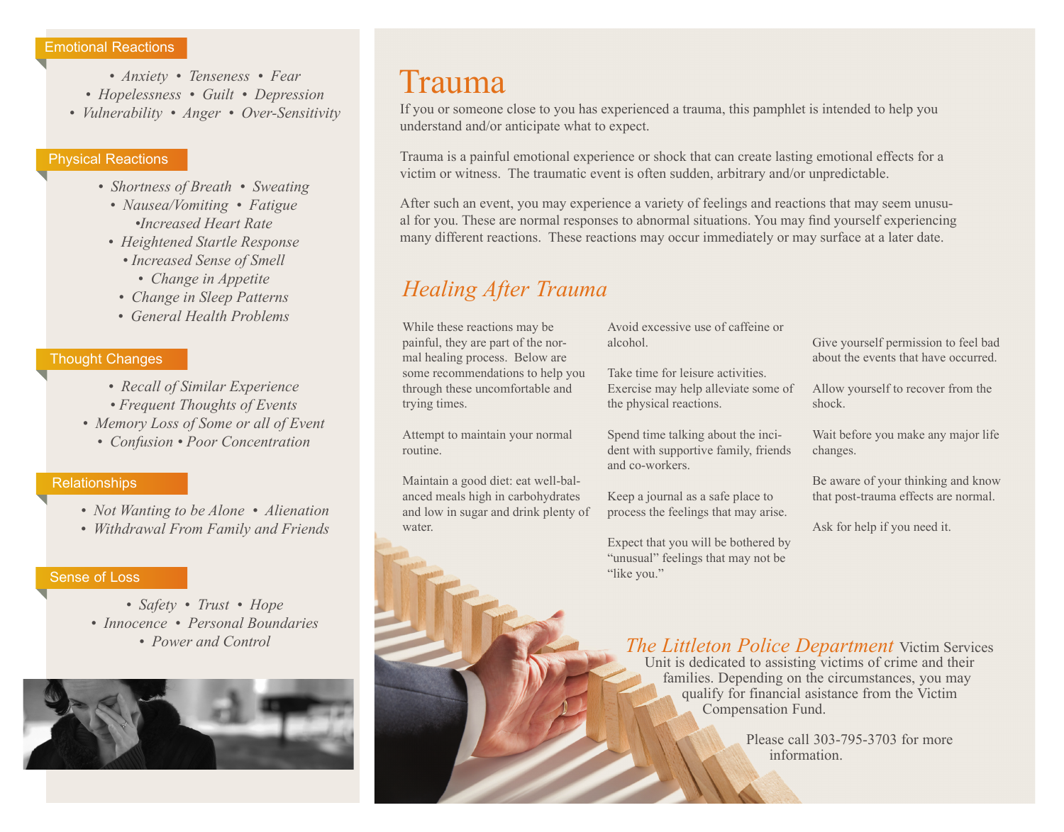## Emotional Reactions

*• Anxiety • Tenseness • Fear*
*• Hopelessness • Guilt • Depression*
*• Vulnerability • Anger • Over-Sensitivity*

## Physical Reactions

*• Shortness of Breath • Sweating*
*• Nausea/Vomiting • Fatigue*
*•Increased Heart Rate*
*• Heightened Startle Response*
*• Increased Sense of Smell*
*• Change in Appetite*
*• Change in Sleep Patterns*
*• General Health Problems*

## Thought Changes

*• Recall of Similar Experience*
*• Frequent Thoughts of Events*
*• Memory Loss of Some or all of Event*
*• Confusion • Poor Concentration*

## Relationships

*• Not Wanting to be Alone • Alienation*
*• Withdrawal From Family and Friends*

## Sense of Loss

*• Safety • Trust • Hope*
*• Innocence • Personal Boundaries*
*• Power and Control*

# Trauma

If you or someone close to you has experienced a trauma, this pamphlet is intended to help you understand and/or anticipate what to expect.

Trauma is a painful emotional experience or shock that can create lasting emotional effects for a victim or witness. The traumatic event is often sudden, arbitrary and/or unpredictable.

After such an event, you may experience a variety of feelings and reactions that may seem unusual for you. These are normal responses to abnormal situations. You may find yourself experiencing many different reactions. These reactions may occur immediately or may surface at a later date.

## *Healing After Trauma*

While these reactions may be painful, they are part of the normal healing process. Below are some recommendations to help you through these uncomfortable and trying times.

Attempt to maintain your normal routine.

Maintain a good diet: eat well-balanced meals high in carbohydrates and low in sugar and drink plenty of water.

Avoid excessive use of caffeine or alcohol.

Take time for leisure activities. Exercise may help alleviate some of the physical reactions.

Spend time talking about the incident with supportive family, friends and co-workers.

Keep a journal as a safe place to process the feelings that may arise.

Expect that you will be bothered by "unusual" feelings that may not be "like you."

Give yourself permission to feel bad about the events that have occurred.

Allow yourself to recover from the shock.

Wait before you make any major life changes.

Be aware of your thinking and know that post-trauma effects are normal.

Ask for help if you need it.

*The Littleton Police Department* Victim Services Unit is dedicated to assisting victims of crime and their families. Depending on the circumstances, you may qualify for financial asistance from the Victim Compensation Fund.

Please call 303-795-3703 for more information.